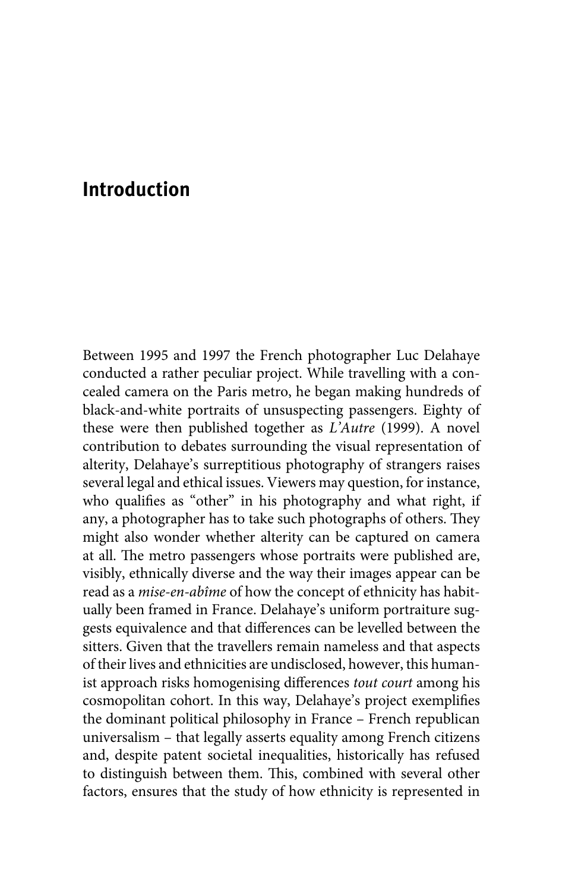# Introduction

Between 1995 and 1997 the French photographer Luc Delahaye conducted a rather peculiar project. While travelling with a concealed camera on the Paris metro, he began making hundreds of black-and-white portraits of unsuspecting passengers. Eighty of these were then published together as *L'Autre* (1999). A novel contribution to debates surrounding the visual representation of alterity, Delahaye's surreptitious photography of strangers raises several legal and ethical issues. Viewers may question, for instance, who qualifies as "other" in his photography and what right, if any, a photographer has to take such photographs of others. They might also wonder whether alterity can be captured on camera at all. The metro passengers whose portraits were published are, visibly, ethnically diverse and the way their images appear can be read as a *mise-en-abîme* of how the concept of ethnicity has habitually been framed in France. Delahaye's uniform portraiture suggests equivalence and that differences can be levelled between the sitters. Given that the travellers remain nameless and that aspects of their lives and ethnicities are undisclosed, however, this humanist approach risks homogenising differences *tout court* among his cosmopolitan cohort. In this way, Delahaye's project exemplifies the dominant political philosophy in France – French republican universalism – that legally asserts equality among French citizens and, despite patent societal inequalities, historically has refused to distinguish between them. This, combined with several other factors, ensures that the study of how ethnicity is represented in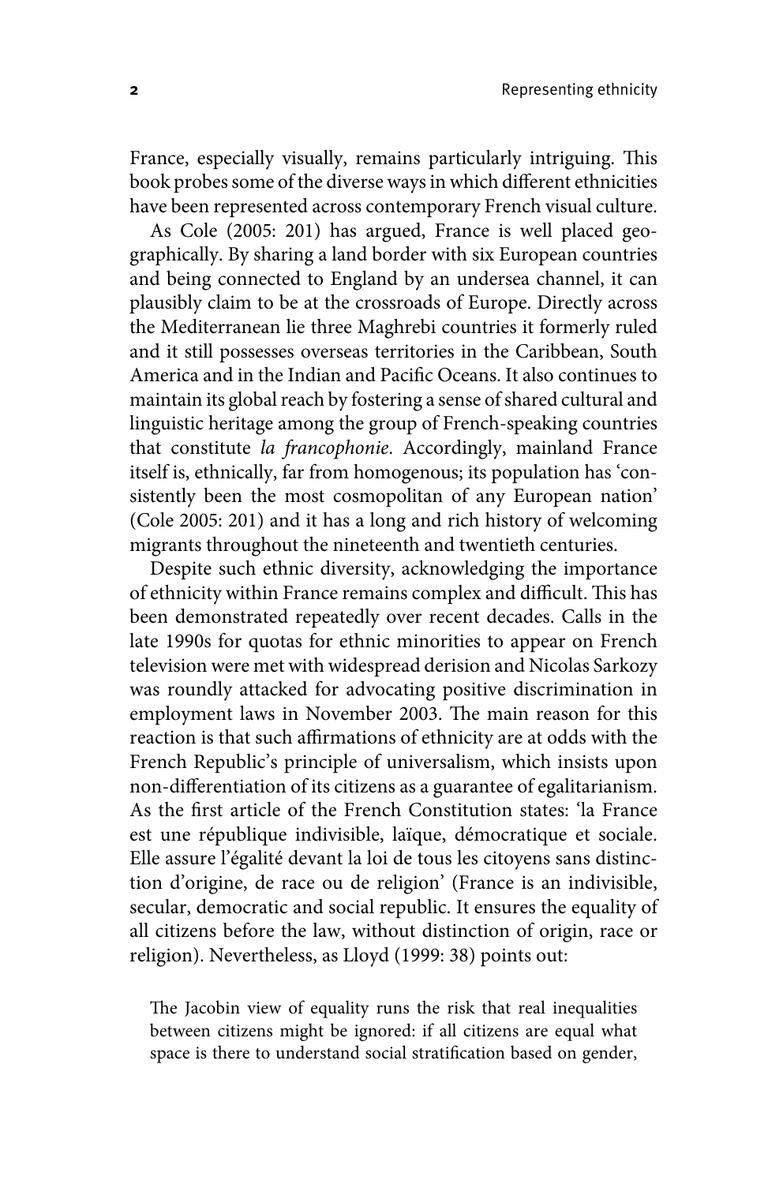France, especially visually, remains particularly intriguing. This book probes some of the diverse ways in which different ethnicities have been represented across contemporary French visual culture.

As Cole (2005: 201) has argued, France is well placed geographically. By sharing a land border with six European countries and being connected to England by an undersea channel, it can plausibly claim to be at the crossroads of Europe. Directly across the Mediterranean lie three Maghrebi countries it formerly ruled and it still possesses overseas territories in the Caribbean, South America and in the Indian and Pacific Oceans. It also continues to maintain its global reach by fostering a sense of shared cultural and linguistic heritage among the group of French-speaking countries that constitute *la francophonie*. Accordingly, mainland France itself is, ethnically, far from homogenous; its population has 'consistently been the most cosmopolitan of any European nation' (Cole 2005: 201) and it has a long and rich history of welcoming migrants throughout the nineteenth and twentieth centuries.

Despite such ethnic diversity, acknowledging the importance of ethnicity within France remains complex and difficult. This has been demonstrated repeatedly over recent decades. Calls in the late 1990s for quotas for ethnic minorities to appear on French television were met with widespread derision and Nicolas Sarkozy was roundly attacked for advocating positive discrimination in employment laws in November 2003. The main reason for this reaction is that such affirmations of ethnicity are at odds with the French Republic's principle of universalism, which insists upon non-differentiation of its citizens as a guarantee of egalitarianism. As the first article of the French Constitution states: 'la France est une république indivisible, laïque, démocratique et sociale. Elle assure l'égalité devant la loi de tous les citoyens sans distinction d'origine, de race ou de religion' (France is an indivisible, secular, democratic and social republic. It ensures the equality of all citizens before the law, without distinction of origin, race or religion). Nevertheless, as Lloyd (1999: 38) points out:

> The Jacobin view of equality runs the risk that real inequalities between citizens might be ignored: if all citizens are equal what space is there to understand social stratification based on gender,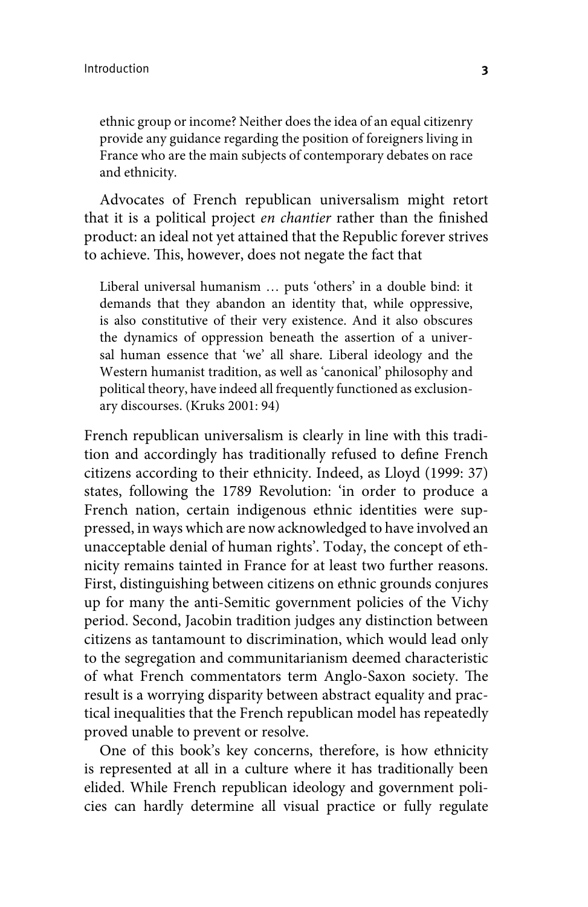> ethnic group or income? Neither does the idea of an equal citizenry provide any guidance regarding the position of foreigners living in France who are the main subjects of contemporary debates on race and ethnicity.

Advocates of French republican universalism might retort that it is a political project *en chantier* rather than the finished product: an ideal not yet attained that the Republic forever strives to achieve. This, however, does not negate the fact that

> Liberal universal humanism … puts 'others' in a double bind: it demands that they abandon an identity that, while oppressive, is also constitutive of their very existence. And it also obscures the dynamics of oppression beneath the assertion of a universal human essence that 'we' all share. Liberal ideology and the Western humanist tradition, as well as 'canonical' philosophy and political theory, have indeed all frequently functioned as exclusionary discourses. (Kruks 2001: 94)

French republican universalism is clearly in line with this tradition and accordingly has traditionally refused to define French citizens according to their ethnicity. Indeed, as Lloyd (1999: 37) states, following the 1789 Revolution: 'in order to produce a French nation, certain indigenous ethnic identities were suppressed, in ways which are now acknowledged to have involved an unacceptable denial of human rights'. Today, the concept of ethnicity remains tainted in France for at least two further reasons. First, distinguishing between citizens on ethnic grounds conjures up for many the anti-Semitic government policies of the Vichy period. Second, Jacobin tradition judges any distinction between citizens as tantamount to discrimination, which would lead only to the segregation and communitarianism deemed characteristic of what French commentators term Anglo-Saxon society. The result is a worrying disparity between abstract equality and practical inequalities that the French republican model has repeatedly proved unable to prevent or resolve.

One of this book's key concerns, therefore, is how ethnicity is represented at all in a culture where it has traditionally been elided. While French republican ideology and government policies can hardly determine all visual practice or fully regulate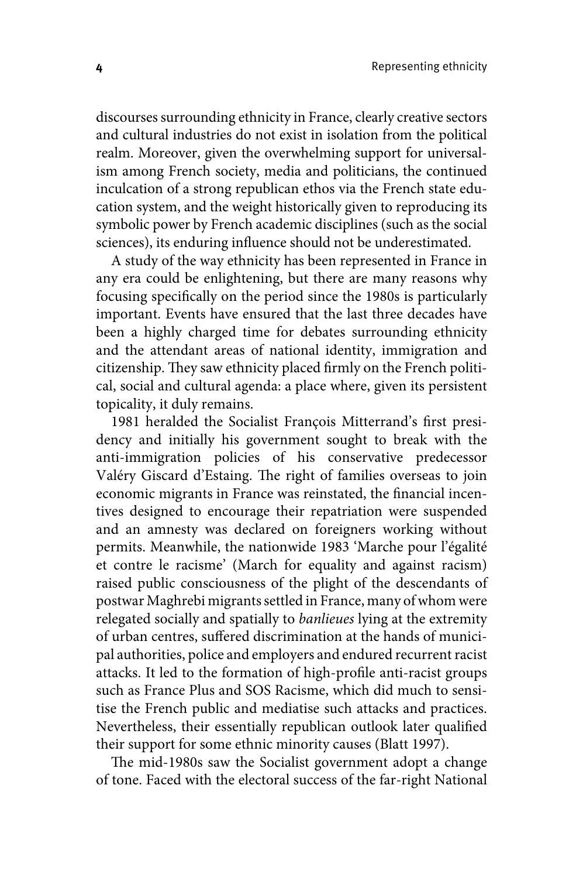discourses surrounding ethnicity in France, clearly creative sectors and cultural industries do not exist in isolation from the political realm. Moreover, given the overwhelming support for universalism among French society, media and politicians, the continued inculcation of a strong republican ethos via the French state education system, and the weight historically given to reproducing its symbolic power by French academic disciplines (such as the social sciences), its enduring influence should not be underestimated.

A study of the way ethnicity has been represented in France in any era could be enlightening, but there are many reasons why focusing specifically on the period since the 1980s is particularly important. Events have ensured that the last three decades have been a highly charged time for debates surrounding ethnicity and the attendant areas of national identity, immigration and citizenship. They saw ethnicity placed firmly on the French political, social and cultural agenda: a place where, given its persistent topicality, it duly remains.

1981 heralded the Socialist François Mitterrand's first presidency and initially his government sought to break with the anti-immigration policies of his conservative predecessor Valéry Giscard d'Estaing. The right of families overseas to join economic migrants in France was reinstated, the financial incentives designed to encourage their repatriation were suspended and an amnesty was declared on foreigners working without permits. Meanwhile, the nationwide 1983 'Marche pour l'égalité et contre le racisme' (March for equality and against racism) raised public consciousness of the plight of the descendants of postwar Maghrebi migrants settled in France, many of whom were relegated socially and spatially to *banlieues* lying at the extremity of urban centres, suffered discrimination at the hands of municipal authorities, police and employers and endured recurrent racist attacks. It led to the formation of high-profile anti-racist groups such as France Plus and SOS Racisme, which did much to sensitise the French public and mediatise such attacks and practices. Nevertheless, their essentially republican outlook later qualified their support for some ethnic minority causes (Blatt 1997).

The mid-1980s saw the Socialist government adopt a change of tone. Faced with the electoral success of the far-right National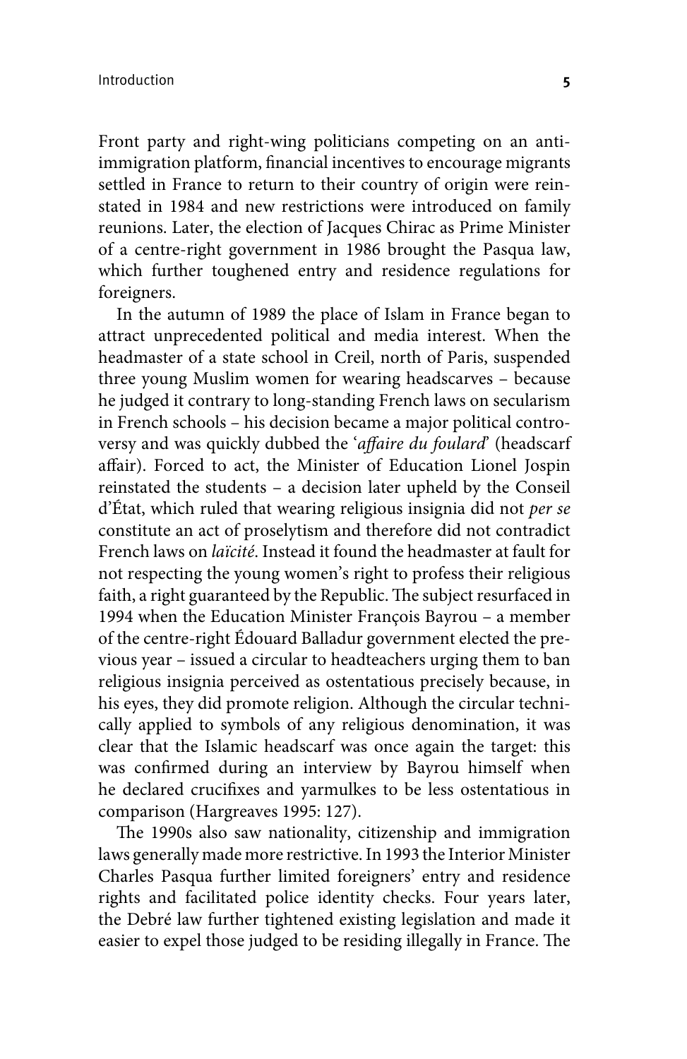Front party and right-wing politicians competing on an anti-immigration platform, financial incentives to encourage migrants settled in France to return to their country of origin were reinstated in 1984 and new restrictions were introduced on family reunions. Later, the election of Jacques Chirac as Prime Minister of a centre-right government in 1986 brought the Pasqua law, which further toughened entry and residence regulations for foreigners.

In the autumn of 1989 the place of Islam in France began to attract unprecedented political and media interest. When the headmaster of a state school in Creil, north of Paris, suspended three young Muslim women for wearing headscarves – because he judged it contrary to long-standing French laws on secularism in French schools – his decision became a major political controversy and was quickly dubbed the '*affaire du foulard*' (headscarf affair). Forced to act, the Minister of Education Lionel Jospin reinstated the students – a decision later upheld by the Conseil d'État, which ruled that wearing religious insignia did not *per se* constitute an act of proselytism and therefore did not contradict French laws on *laïcité*. Instead it found the headmaster at fault for not respecting the young women's right to profess their religious faith, a right guaranteed by the Republic. The subject resurfaced in 1994 when the Education Minister François Bayrou – a member of the centre-right Édouard Balladur government elected the previous year – issued a circular to headteachers urging them to ban religious insignia perceived as ostentatious precisely because, in his eyes, they did promote religion. Although the circular technically applied to symbols of any religious denomination, it was clear that the Islamic headscarf was once again the target: this was confirmed during an interview by Bayrou himself when he declared crucifixes and yarmulkes to be less ostentatious in comparison (Hargreaves 1995: 127).

The 1990s also saw nationality, citizenship and immigration laws generally made more restrictive. In 1993 the Interior Minister Charles Pasqua further limited foreigners' entry and residence rights and facilitated police identity checks. Four years later, the Debré law further tightened existing legislation and made it easier to expel those judged to be residing illegally in France. The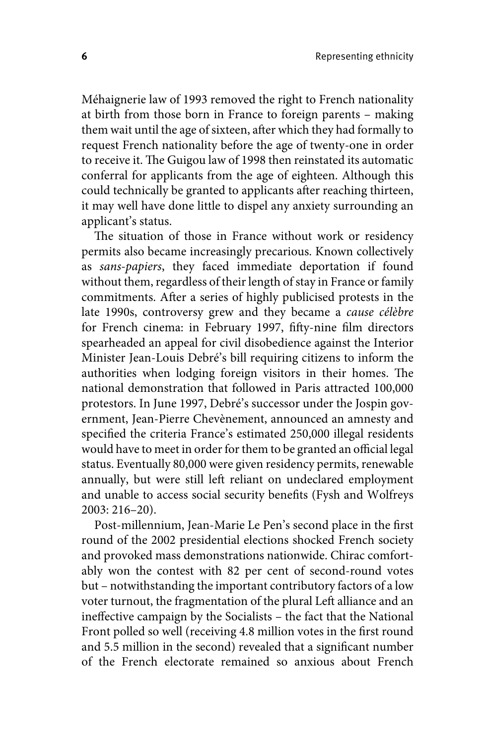Méhaignerie law of 1993 removed the right to French nationality at birth from those born in France to foreign parents – making them wait until the age of sixteen, after which they had formally to request French nationality before the age of twenty-one in order to receive it. The Guigou law of 1998 then reinstated its automatic conferral for applicants from the age of eighteen. Although this could technically be granted to applicants after reaching thirteen, it may well have done little to dispel any anxiety surrounding an applicant's status.

The situation of those in France without work or residency permits also became increasingly precarious. Known collectively as *sans-papiers*, they faced immediate deportation if found without them, regardless of their length of stay in France or family commitments. After a series of highly publicised protests in the late 1990s, controversy grew and they became a *cause célèbre* for French cinema: in February 1997, fifty-nine film directors spearheaded an appeal for civil disobedience against the Interior Minister Jean-Louis Debré's bill requiring citizens to inform the authorities when lodging foreign visitors in their homes. The national demonstration that followed in Paris attracted 100,000 protestors. In June 1997, Debré's successor under the Jospin government, Jean-Pierre Chevènement, announced an amnesty and specified the criteria France's estimated 250,000 illegal residents would have to meet in order for them to be granted an official legal status. Eventually 80,000 were given residency permits, renewable annually, but were still left reliant on undeclared employment and unable to access social security benefits (Fysh and Wolfreys 2003: 216–20).

Post-millennium, Jean-Marie Le Pen's second place in the first round of the 2002 presidential elections shocked French society and provoked mass demonstrations nationwide. Chirac comfortably won the contest with 82 per cent of second-round votes but – notwithstanding the important contributory factors of a low voter turnout, the fragmentation of the plural Left alliance and an ineffective campaign by the Socialists – the fact that the National Front polled so well (receiving 4.8 million votes in the first round and 5.5 million in the second) revealed that a significant number of the French electorate remained so anxious about French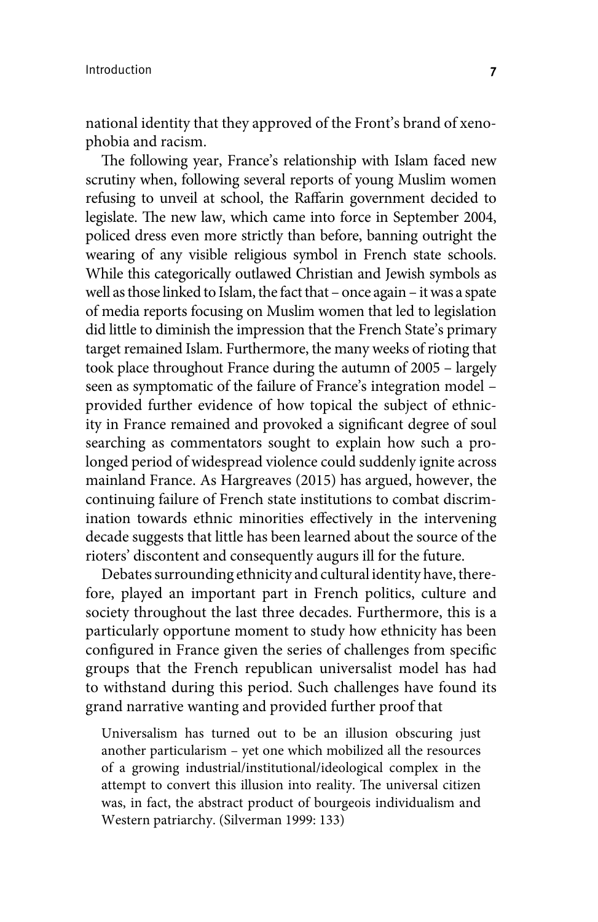national identity that they approved of the Front's brand of xenophobia and racism.

The following year, France's relationship with Islam faced new scrutiny when, following several reports of young Muslim women refusing to unveil at school, the Raffarin government decided to legislate. The new law, which came into force in September 2004, policed dress even more strictly than before, banning outright the wearing of any visible religious symbol in French state schools. While this categorically outlawed Christian and Jewish symbols as well as those linked to Islam, the fact that – once again – it was a spate of media reports focusing on Muslim women that led to legislation did little to diminish the impression that the French State's primary target remained Islam. Furthermore, the many weeks of rioting that took place throughout France during the autumn of 2005 – largely seen as symptomatic of the failure of France's integration model – provided further evidence of how topical the subject of ethnicity in France remained and provoked a significant degree of soul searching as commentators sought to explain how such a prolonged period of widespread violence could suddenly ignite across mainland France. As Hargreaves (2015) has argued, however, the continuing failure of French state institutions to combat discrimination towards ethnic minorities effectively in the intervening decade suggests that little has been learned about the source of the rioters' discontent and consequently augurs ill for the future.

Debates surrounding ethnicity and cultural identity have, therefore, played an important part in French politics, culture and society throughout the last three decades. Furthermore, this is a particularly opportune moment to study how ethnicity has been configured in France given the series of challenges from specific groups that the French republican universalist model has had to withstand during this period. Such challenges have found its grand narrative wanting and provided further proof that

> Universalism has turned out to be an illusion obscuring just another particularism – yet one which mobilized all the resources of a growing industrial/institutional/ideological complex in the attempt to convert this illusion into reality. The universal citizen was, in fact, the abstract product of bourgeois individualism and Western patriarchy. (Silverman 1999: 133)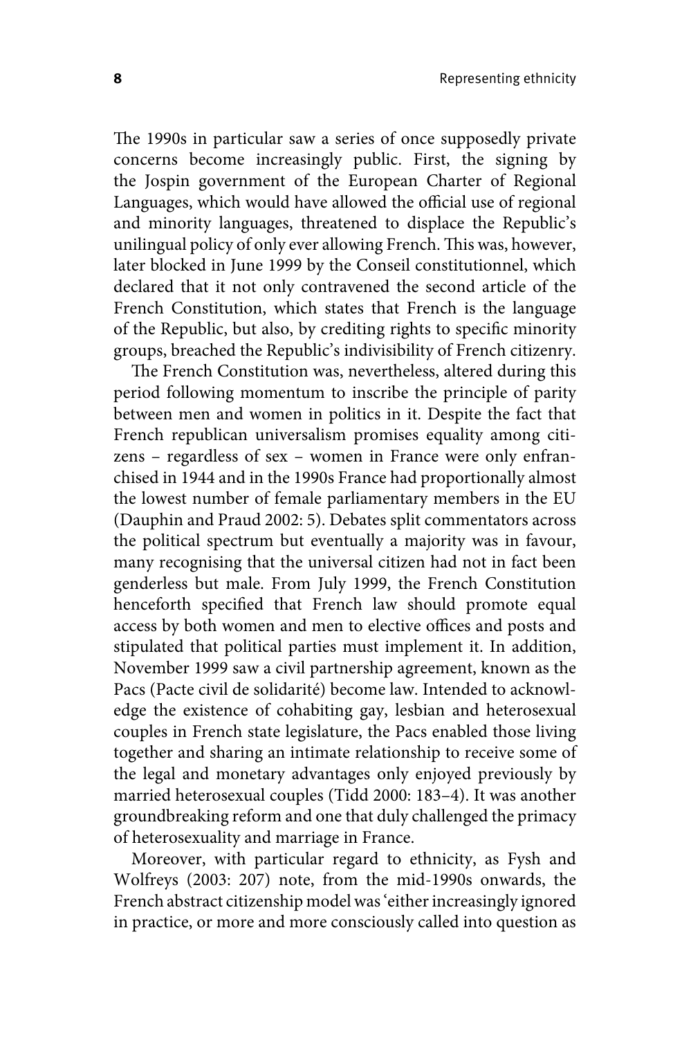The 1990s in particular saw a series of once supposedly private concerns become increasingly public. First, the signing by the Jospin government of the European Charter of Regional Languages, which would have allowed the official use of regional and minority languages, threatened to displace the Republic's unilingual policy of only ever allowing French. This was, however, later blocked in June 1999 by the Conseil constitutionnel, which declared that it not only contravened the second article of the French Constitution, which states that French is the language of the Republic, but also, by crediting rights to specific minority groups, breached the Republic's indivisibility of French citizenry.

The French Constitution was, nevertheless, altered during this period following momentum to inscribe the principle of parity between men and women in politics in it. Despite the fact that French republican universalism promises equality among citizens – regardless of sex – women in France were only enfranchised in 1944 and in the 1990s France had proportionally almost the lowest number of female parliamentary members in the EU (Dauphin and Praud 2002: 5). Debates split commentators across the political spectrum but eventually a majority was in favour, many recognising that the universal citizen had not in fact been genderless but male. From July 1999, the French Constitution henceforth specified that French law should promote equal access by both women and men to elective offices and posts and stipulated that political parties must implement it. In addition, November 1999 saw a civil partnership agreement, known as the Pacs (Pacte civil de solidarité) become law. Intended to acknowledge the existence of cohabiting gay, lesbian and heterosexual couples in French state legislature, the Pacs enabled those living together and sharing an intimate relationship to receive some of the legal and monetary advantages only enjoyed previously by married heterosexual couples (Tidd 2000: 183–4). It was another groundbreaking reform and one that duly challenged the primacy of heterosexuality and marriage in France.

Moreover, with particular regard to ethnicity, as Fysh and Wolfreys (2003: 207) note, from the mid-1990s onwards, the French abstract citizenship model was 'either increasingly ignored in practice, or more and more consciously called into question as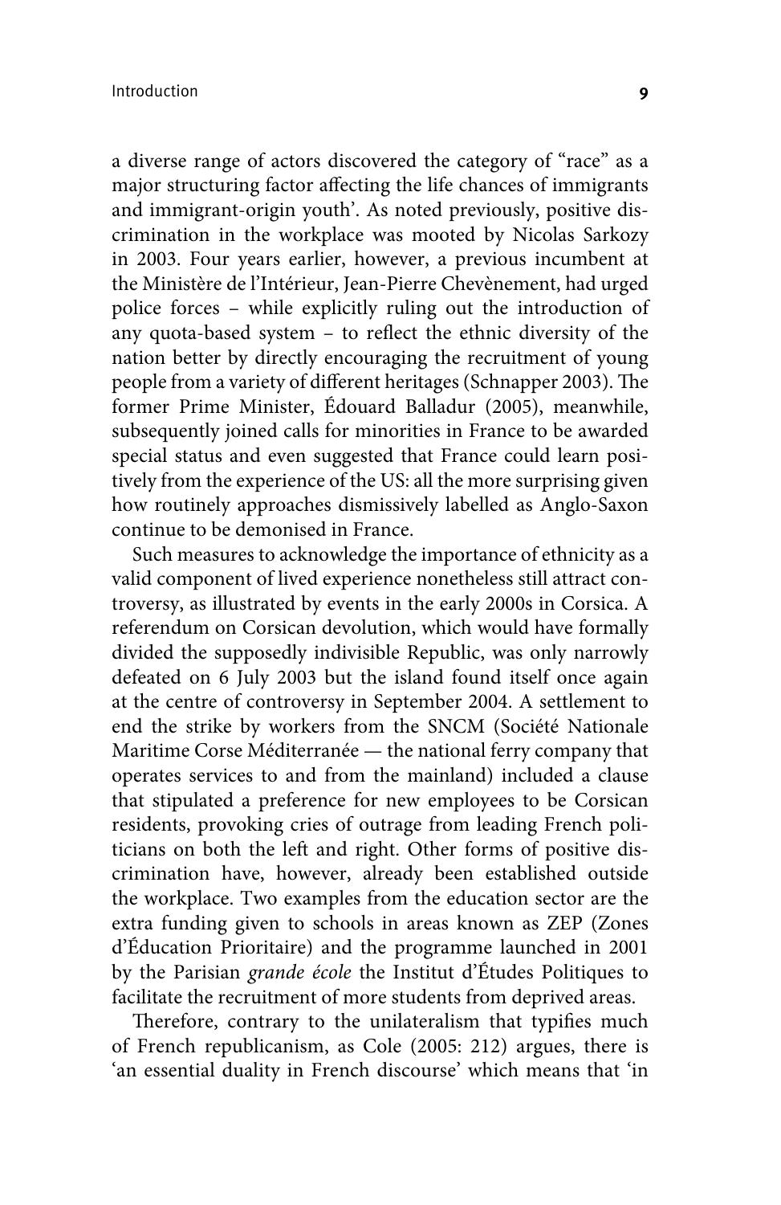a diverse range of actors discovered the category of "race" as a major structuring factor affecting the life chances of immigrants and immigrant-origin youth'. As noted previously, positive discrimination in the workplace was mooted by Nicolas Sarkozy in 2003. Four years earlier, however, a previous incumbent at the Ministère de l'Intérieur, Jean-Pierre Chevènement, had urged police forces – while explicitly ruling out the introduction of any quota-based system – to reflect the ethnic diversity of the nation better by directly encouraging the recruitment of young people from a variety of different heritages (Schnapper 2003). The former Prime Minister, Édouard Balladur (2005), meanwhile, subsequently joined calls for minorities in France to be awarded special status and even suggested that France could learn positively from the experience of the US: all the more surprising given how routinely approaches dismissively labelled as Anglo-Saxon continue to be demonised in France.

Such measures to acknowledge the importance of ethnicity as a valid component of lived experience nonetheless still attract controversy, as illustrated by events in the early 2000s in Corsica. A referendum on Corsican devolution, which would have formally divided the supposedly indivisible Republic, was only narrowly defeated on 6 July 2003 but the island found itself once again at the centre of controversy in September 2004. A settlement to end the strike by workers from the SNCM (Société Nationale Maritime Corse Méditerranée — the national ferry company that operates services to and from the mainland) included a clause that stipulated a preference for new employees to be Corsican residents, provoking cries of outrage from leading French politicians on both the left and right. Other forms of positive discrimination have, however, already been established outside the workplace. Two examples from the education sector are the extra funding given to schools in areas known as ZEP (Zones d'Éducation Prioritaire) and the programme launched in 2001 by the Parisian *grande école* the Institut d'Études Politiques to facilitate the recruitment of more students from deprived areas.

Therefore, contrary to the unilateralism that typifies much of French republicanism, as Cole (2005: 212) argues, there is 'an essential duality in French discourse' which means that 'in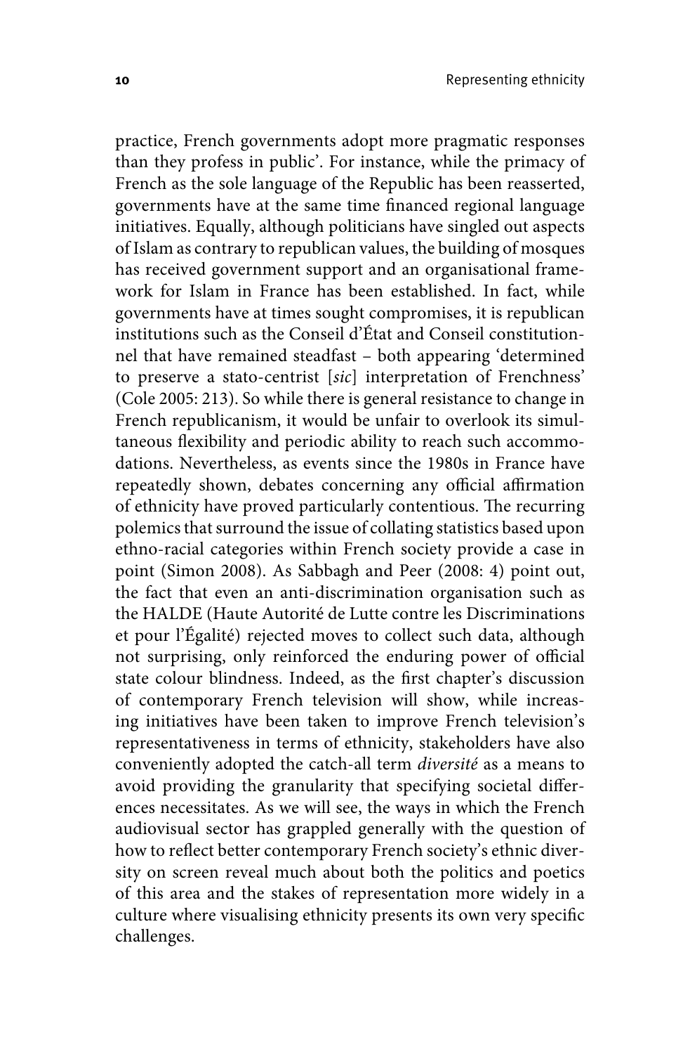practice, French governments adopt more pragmatic responses than they profess in public'. For instance, while the primacy of French as the sole language of the Republic has been reasserted, governments have at the same time financed regional language initiatives. Equally, although politicians have singled out aspects of Islam as contrary to republican values, the building of mosques has received government support and an organisational framework for Islam in France has been established. In fact, while governments have at times sought compromises, it is republican institutions such as the Conseil d'État and Conseil constitutionnel that have remained steadfast – both appearing 'determined to preserve a stato-centrist [*sic*] interpretation of Frenchness' (Cole 2005: 213). So while there is general resistance to change in French republicanism, it would be unfair to overlook its simultaneous flexibility and periodic ability to reach such accommodations. Nevertheless, as events since the 1980s in France have repeatedly shown, debates concerning any official affirmation of ethnicity have proved particularly contentious. The recurring polemics that surround the issue of collating statistics based upon ethno-racial categories within French society provide a case in point (Simon 2008). As Sabbagh and Peer (2008: 4) point out, the fact that even an anti-discrimination organisation such as the HALDE (Haute Autorité de Lutte contre les Discriminations et pour l'Égalité) rejected moves to collect such data, although not surprising, only reinforced the enduring power of official state colour blindness. Indeed, as the first chapter's discussion of contemporary French television will show, while increasing initiatives have been taken to improve French television's representativeness in terms of ethnicity, stakeholders have also conveniently adopted the catch-all term *diversité* as a means to avoid providing the granularity that specifying societal differences necessitates. As we will see, the ways in which the French audiovisual sector has grappled generally with the question of how to reflect better contemporary French society's ethnic diversity on screen reveal much about both the politics and poetics of this area and the stakes of representation more widely in a culture where visualising ethnicity presents its own very specific challenges.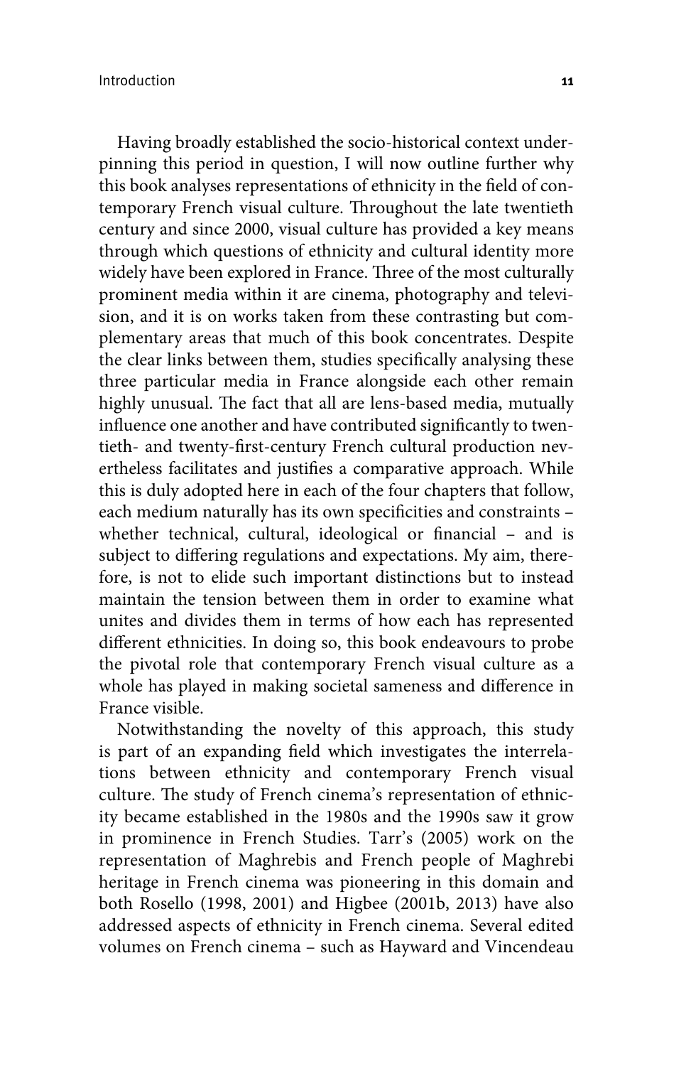Having broadly established the socio-historical context underpinning this period in question, I will now outline further why this book analyses representations of ethnicity in the field of contemporary French visual culture. Throughout the late twentieth century and since 2000, visual culture has provided a key means through which questions of ethnicity and cultural identity more widely have been explored in France. Three of the most culturally prominent media within it are cinema, photography and television, and it is on works taken from these contrasting but complementary areas that much of this book concentrates. Despite the clear links between them, studies specifically analysing these three particular media in France alongside each other remain highly unusual. The fact that all are lens-based media, mutually influence one another and have contributed significantly to twentieth- and twenty-first-century French cultural production nevertheless facilitates and justifies a comparative approach. While this is duly adopted here in each of the four chapters that follow, each medium naturally has its own specificities and constraints – whether technical, cultural, ideological or financial – and is subject to differing regulations and expectations. My aim, therefore, is not to elide such important distinctions but to instead maintain the tension between them in order to examine what unites and divides them in terms of how each has represented different ethnicities. In doing so, this book endeavours to probe the pivotal role that contemporary French visual culture as a whole has played in making societal sameness and difference in France visible.

Notwithstanding the novelty of this approach, this study is part of an expanding field which investigates the interrelations between ethnicity and contemporary French visual culture. The study of French cinema's representation of ethnicity became established in the 1980s and the 1990s saw it grow in prominence in French Studies. Tarr's (2005) work on the representation of Maghrebis and French people of Maghrebi heritage in French cinema was pioneering in this domain and both Rosello (1998, 2001) and Higbee (2001b, 2013) have also addressed aspects of ethnicity in French cinema. Several edited volumes on French cinema – such as Hayward and Vincendeau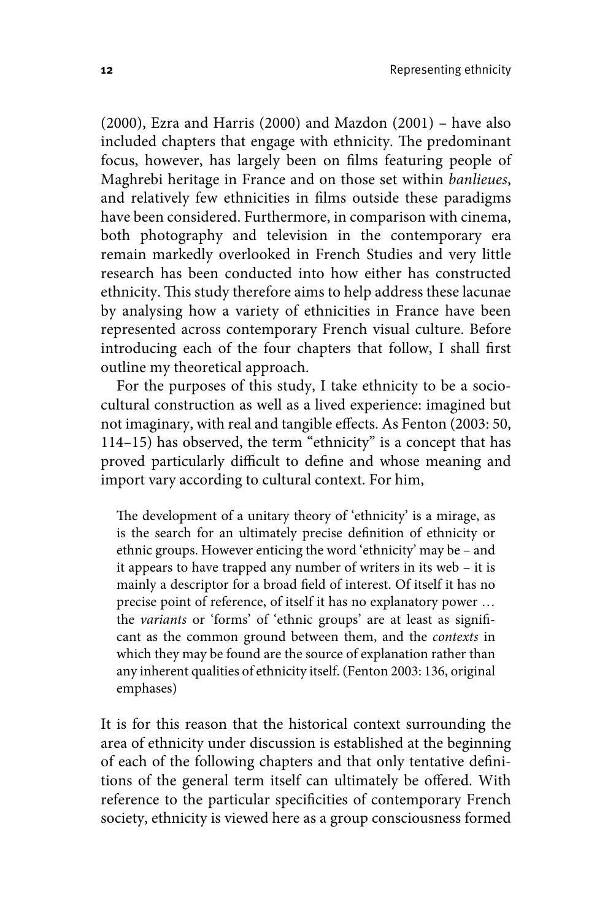(2000), Ezra and Harris (2000) and Mazdon (2001) – have also included chapters that engage with ethnicity. The predominant focus, however, has largely been on films featuring people of Maghrebi heritage in France and on those set within *banlieues*, and relatively few ethnicities in films outside these paradigms have been considered. Furthermore, in comparison with cinema, both photography and television in the contemporary era remain markedly overlooked in French Studies and very little research has been conducted into how either has constructed ethnicity. This study therefore aims to help address these lacunae by analysing how a variety of ethnicities in France have been represented across contemporary French visual culture. Before introducing each of the four chapters that follow, I shall first outline my theoretical approach.

For the purposes of this study, I take ethnicity to be a socio-cultural construction as well as a lived experience: imagined but not imaginary, with real and tangible effects. As Fenton (2003: 50, 114–15) has observed, the term "ethnicity" is a concept that has proved particularly difficult to define and whose meaning and import vary according to cultural context. For him,

> The development of a unitary theory of 'ethnicity' is a mirage, as is the search for an ultimately precise definition of ethnicity or ethnic groups. However enticing the word 'ethnicity' may be – and it appears to have trapped any number of writers in its web – it is mainly a descriptor for a broad field of interest. Of itself it has no precise point of reference, of itself it has no explanatory power … the *variants* or 'forms' of 'ethnic groups' are at least as significant as the common ground between them, and the *contexts* in which they may be found are the source of explanation rather than any inherent qualities of ethnicity itself. (Fenton 2003: 136, original emphases)

It is for this reason that the historical context surrounding the area of ethnicity under discussion is established at the beginning of each of the following chapters and that only tentative definitions of the general term itself can ultimately be offered. With reference to the particular specificities of contemporary French society, ethnicity is viewed here as a group consciousness formed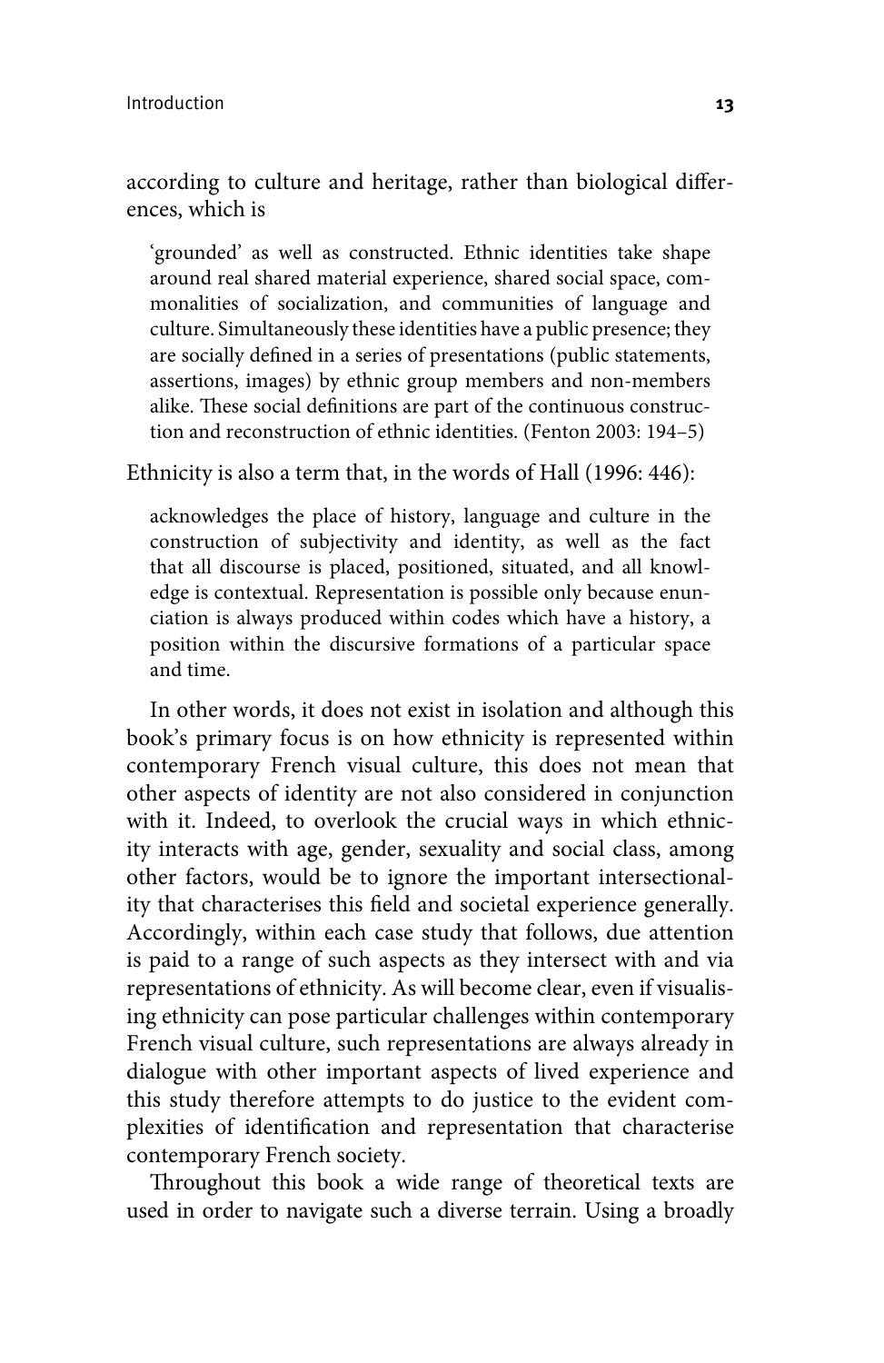according to culture and heritage, rather than biological differences, which is

> 'grounded' as well as constructed. Ethnic identities take shape around real shared material experience, shared social space, commonalities of socialization, and communities of language and culture. Simultaneously these identities have a public presence; they are socially defined in a series of presentations (public statements, assertions, images) by ethnic group members and non-members alike. These social definitions are part of the continuous construction and reconstruction of ethnic identities. (Fenton 2003: 194–5)

Ethnicity is also a term that, in the words of Hall (1996: 446):

> acknowledges the place of history, language and culture in the construction of subjectivity and identity, as well as the fact that all discourse is placed, positioned, situated, and all knowledge is contextual. Representation is possible only because enunciation is always produced within codes which have a history, a position within the discursive formations of a particular space and time.

In other words, it does not exist in isolation and although this book's primary focus is on how ethnicity is represented within contemporary French visual culture, this does not mean that other aspects of identity are not also considered in conjunction with it. Indeed, to overlook the crucial ways in which ethnicity interacts with age, gender, sexuality and social class, among other factors, would be to ignore the important intersectionality that characterises this field and societal experience generally. Accordingly, within each case study that follows, due attention is paid to a range of such aspects as they intersect with and via representations of ethnicity. As will become clear, even if visualising ethnicity can pose particular challenges within contemporary French visual culture, such representations are always already in dialogue with other important aspects of lived experience and this study therefore attempts to do justice to the evident complexities of identification and representation that characterise contemporary French society.

Throughout this book a wide range of theoretical texts are used in order to navigate such a diverse terrain. Using a broadly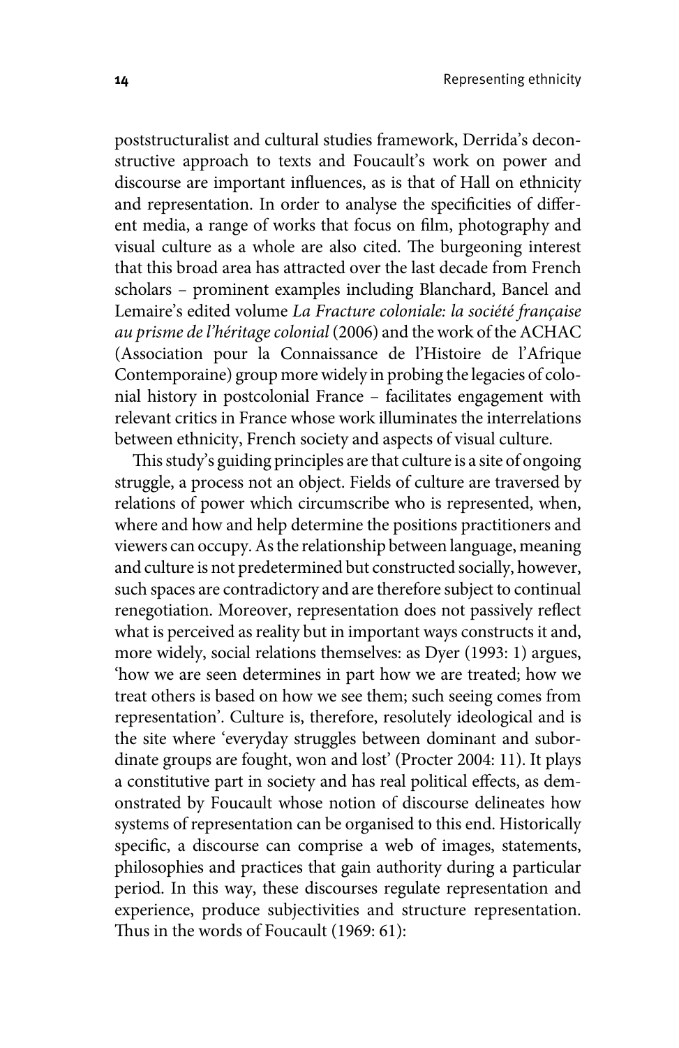poststructuralist and cultural studies framework, Derrida's deconstructive approach to texts and Foucault's work on power and discourse are important influences, as is that of Hall on ethnicity and representation. In order to analyse the specificities of different media, a range of works that focus on film, photography and visual culture as a whole are also cited. The burgeoning interest that this broad area has attracted over the last decade from French scholars – prominent examples including Blanchard, Bancel and Lemaire's edited volume *La Fracture coloniale: la société française au prisme de l'héritage colonial* (2006) and the work of the ACHAC (Association pour la Connaissance de l'Histoire de l'Afrique Contemporaine) group more widely in probing the legacies of colonial history in postcolonial France – facilitates engagement with relevant critics in France whose work illuminates the interrelations between ethnicity, French society and aspects of visual culture.

This study's guiding principles are that culture is a site of ongoing struggle, a process not an object. Fields of culture are traversed by relations of power which circumscribe who is represented, when, where and how and help determine the positions practitioners and viewers can occupy. As the relationship between language, meaning and culture is not predetermined but constructed socially, however, such spaces are contradictory and are therefore subject to continual renegotiation. Moreover, representation does not passively reflect what is perceived as reality but in important ways constructs it and, more widely, social relations themselves: as Dyer (1993: 1) argues, 'how we are seen determines in part how we are treated; how we treat others is based on how we see them; such seeing comes from representation'. Culture is, therefore, resolutely ideological and is the site where 'everyday struggles between dominant and subordinate groups are fought, won and lost' (Procter 2004: 11). It plays a constitutive part in society and has real political effects, as demonstrated by Foucault whose notion of discourse delineates how systems of representation can be organised to this end. Historically specific, a discourse can comprise a web of images, statements, philosophies and practices that gain authority during a particular period. In this way, these discourses regulate representation and experience, produce subjectivities and structure representation. Thus in the words of Foucault (1969: 61):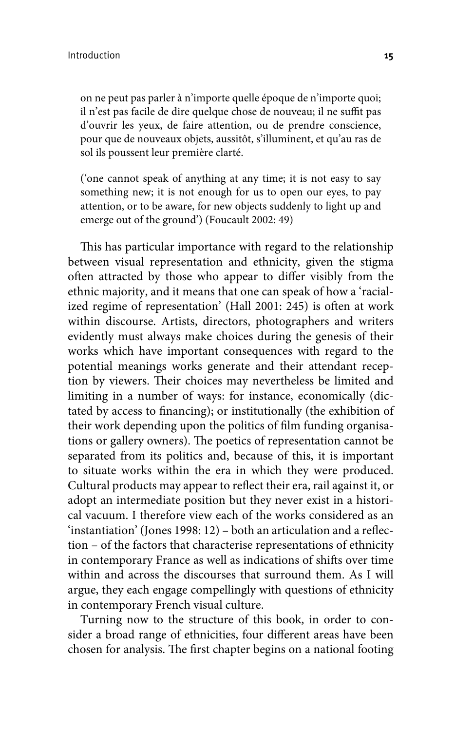> on ne peut pas parler à n'importe quelle époque de n'importe quoi; il n'est pas facile de dire quelque chose de nouveau; il ne suffit pas d'ouvrir les yeux, de faire attention, ou de prendre conscience, pour que de nouveaux objets, aussitôt, s'illuminent, et qu'au ras de sol ils poussent leur première clarté.
>
> ('one cannot speak of anything at any time; it is not easy to say something new; it is not enough for us to open our eyes, to pay attention, or to be aware, for new objects suddenly to light up and emerge out of the ground') (Foucault 2002: 49)

This has particular importance with regard to the relationship between visual representation and ethnicity, given the stigma often attracted by those who appear to differ visibly from the ethnic majority, and it means that one can speak of how a 'racialized regime of representation' (Hall 2001: 245) is often at work within discourse. Artists, directors, photographers and writers evidently must always make choices during the genesis of their works which have important consequences with regard to the potential meanings works generate and their attendant reception by viewers. Their choices may nevertheless be limited and limiting in a number of ways: for instance, economically (dictated by access to financing); or institutionally (the exhibition of their work depending upon the politics of film funding organisations or gallery owners). The poetics of representation cannot be separated from its politics and, because of this, it is important to situate works within the era in which they were produced. Cultural products may appear to reflect their era, rail against it, or adopt an intermediate position but they never exist in a historical vacuum. I therefore view each of the works considered as an 'instantiation' (Jones 1998: 12) – both an articulation and a reflection – of the factors that characterise representations of ethnicity in contemporary France as well as indications of shifts over time within and across the discourses that surround them. As I will argue, they each engage compellingly with questions of ethnicity in contemporary French visual culture.

Turning now to the structure of this book, in order to consider a broad range of ethnicities, four different areas have been chosen for analysis. The first chapter begins on a national footing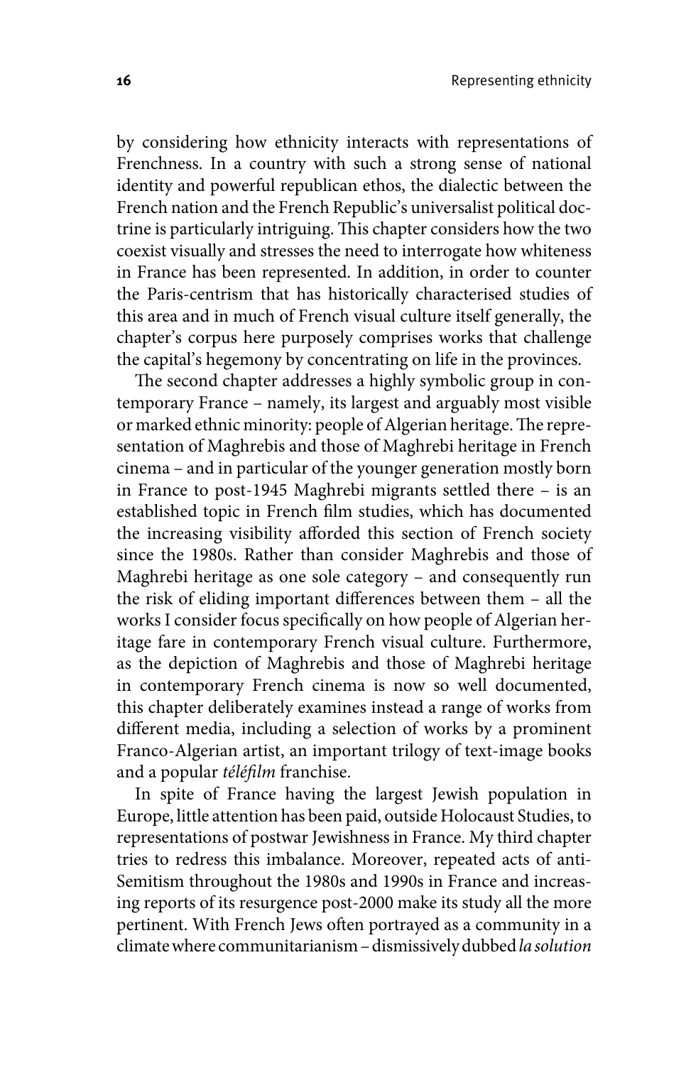by considering how ethnicity interacts with representations of Frenchness. In a country with such a strong sense of national identity and powerful republican ethos, the dialectic between the French nation and the French Republic's universalist political doctrine is particularly intriguing. This chapter considers how the two coexist visually and stresses the need to interrogate how whiteness in France has been represented. In addition, in order to counter the Paris-centrism that has historically characterised studies of this area and in much of French visual culture itself generally, the chapter's corpus here purposely comprises works that challenge the capital's hegemony by concentrating on life in the provinces.

The second chapter addresses a highly symbolic group in contemporary France – namely, its largest and arguably most visible or marked ethnic minority: people of Algerian heritage. The representation of Maghrebis and those of Maghrebi heritage in French cinema – and in particular of the younger generation mostly born in France to post-1945 Maghrebi migrants settled there – is an established topic in French film studies, which has documented the increasing visibility afforded this section of French society since the 1980s. Rather than consider Maghrebis and those of Maghrebi heritage as one sole category – and consequently run the risk of eliding important differences between them – all the works I consider focus specifically on how people of Algerian heritage fare in contemporary French visual culture. Furthermore, as the depiction of Maghrebis and those of Maghrebi heritage in contemporary French cinema is now so well documented, this chapter deliberately examines instead a range of works from different media, including a selection of works by a prominent Franco-Algerian artist, an important trilogy of text-image books and a popular *téléfilm* franchise.

In spite of France having the largest Jewish population in Europe, little attention has been paid, outside Holocaust Studies, to representations of postwar Jewishness in France. My third chapter tries to redress this imbalance. Moreover, repeated acts of anti-Semitism throughout the 1980s and 1990s in France and increasing reports of its resurgence post-2000 make its study all the more pertinent. With French Jews often portrayed as a community in a climate where communitarianism – dismissively dubbed *la solution*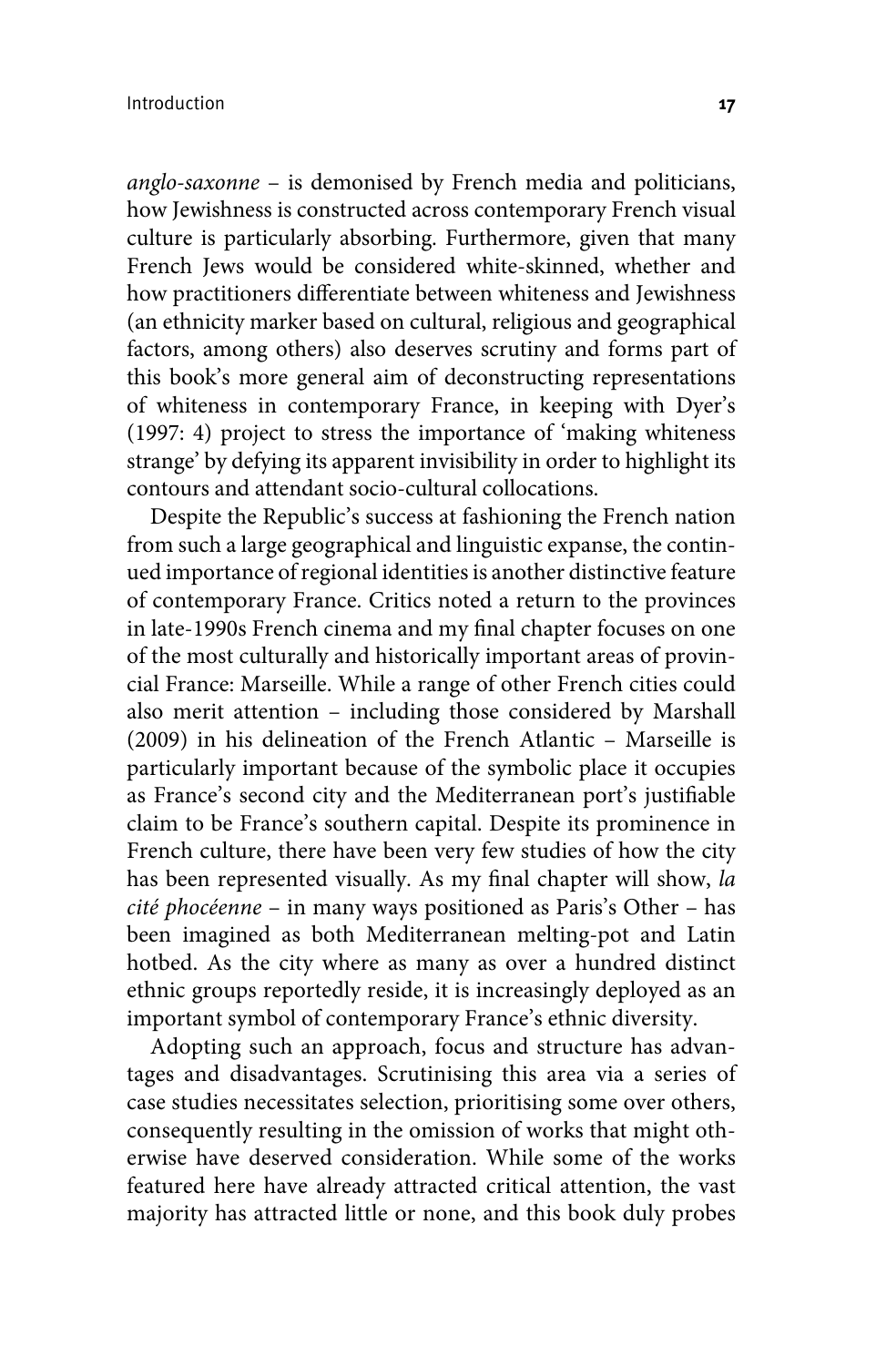*anglo-saxonne* – is demonised by French media and politicians, how Jewishness is constructed across contemporary French visual culture is particularly absorbing. Furthermore, given that many French Jews would be considered white-skinned, whether and how practitioners differentiate between whiteness and Jewishness (an ethnicity marker based on cultural, religious and geographical factors, among others) also deserves scrutiny and forms part of this book's more general aim of deconstructing representations of whiteness in contemporary France, in keeping with Dyer's (1997: 4) project to stress the importance of 'making whiteness strange' by defying its apparent invisibility in order to highlight its contours and attendant socio-cultural collocations.

Despite the Republic's success at fashioning the French nation from such a large geographical and linguistic expanse, the continued importance of regional identities is another distinctive feature of contemporary France. Critics noted a return to the provinces in late-1990s French cinema and my final chapter focuses on one of the most culturally and historically important areas of provincial France: Marseille. While a range of other French cities could also merit attention – including those considered by Marshall (2009) in his delineation of the French Atlantic – Marseille is particularly important because of the symbolic place it occupies as France's second city and the Mediterranean port's justifiable claim to be France's southern capital. Despite its prominence in French culture, there have been very few studies of how the city has been represented visually. As my final chapter will show, *la cité phocéenne* – in many ways positioned as Paris's Other – has been imagined as both Mediterranean melting-pot and Latin hotbed. As the city where as many as over a hundred distinct ethnic groups reportedly reside, it is increasingly deployed as an important symbol of contemporary France's ethnic diversity.

Adopting such an approach, focus and structure has advantages and disadvantages. Scrutinising this area via a series of case studies necessitates selection, prioritising some over others, consequently resulting in the omission of works that might otherwise have deserved consideration. While some of the works featured here have already attracted critical attention, the vast majority has attracted little or none, and this book duly probes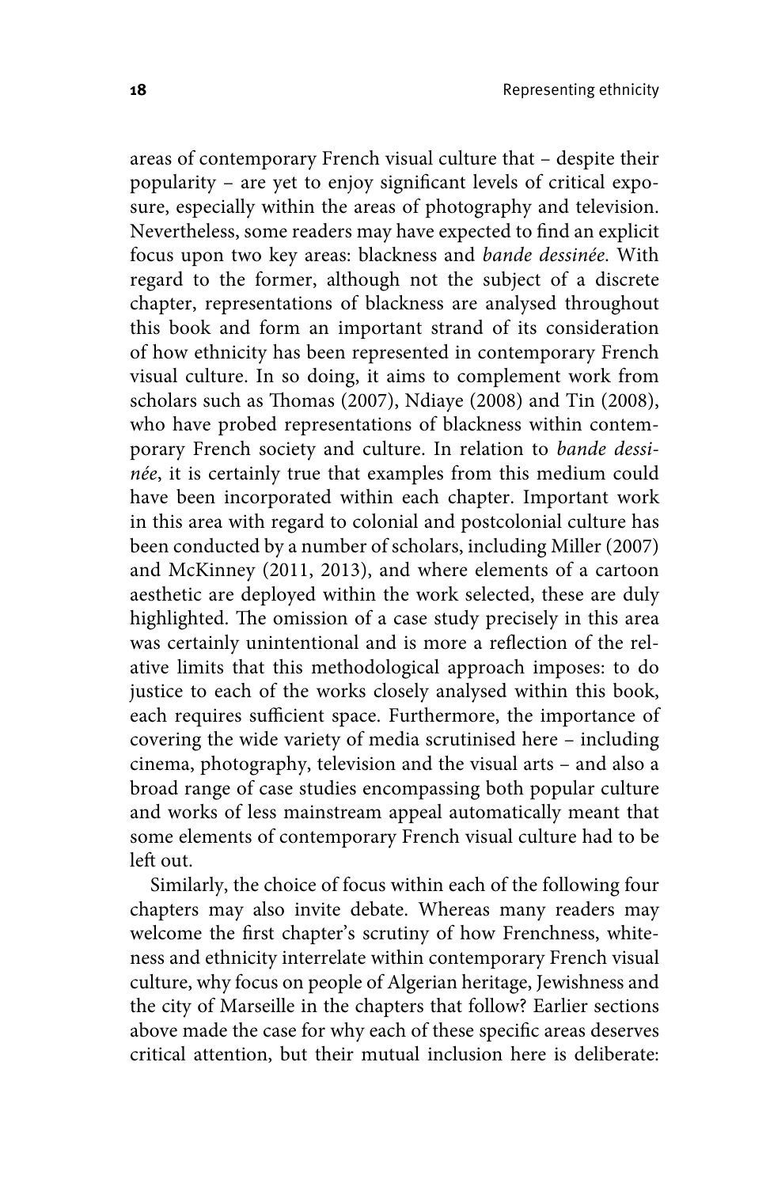areas of contemporary French visual culture that – despite their popularity – are yet to enjoy significant levels of critical exposure, especially within the areas of photography and television. Nevertheless, some readers may have expected to find an explicit focus upon two key areas: blackness and *bande dessinée*. With regard to the former, although not the subject of a discrete chapter, representations of blackness are analysed throughout this book and form an important strand of its consideration of how ethnicity has been represented in contemporary French visual culture. In so doing, it aims to complement work from scholars such as Thomas (2007), Ndiaye (2008) and Tin (2008), who have probed representations of blackness within contemporary French society and culture. In relation to *bande dessinée*, it is certainly true that examples from this medium could have been incorporated within each chapter. Important work in this area with regard to colonial and postcolonial culture has been conducted by a number of scholars, including Miller (2007) and McKinney (2011, 2013), and where elements of a cartoon aesthetic are deployed within the work selected, these are duly highlighted. The omission of a case study precisely in this area was certainly unintentional and is more a reflection of the relative limits that this methodological approach imposes: to do justice to each of the works closely analysed within this book, each requires sufficient space. Furthermore, the importance of covering the wide variety of media scrutinised here – including cinema, photography, television and the visual arts – and also a broad range of case studies encompassing both popular culture and works of less mainstream appeal automatically meant that some elements of contemporary French visual culture had to be left out.

Similarly, the choice of focus within each of the following four chapters may also invite debate. Whereas many readers may welcome the first chapter's scrutiny of how Frenchness, whiteness and ethnicity interrelate within contemporary French visual culture, why focus on people of Algerian heritage, Jewishness and the city of Marseille in the chapters that follow? Earlier sections above made the case for why each of these specific areas deserves critical attention, but their mutual inclusion here is deliberate: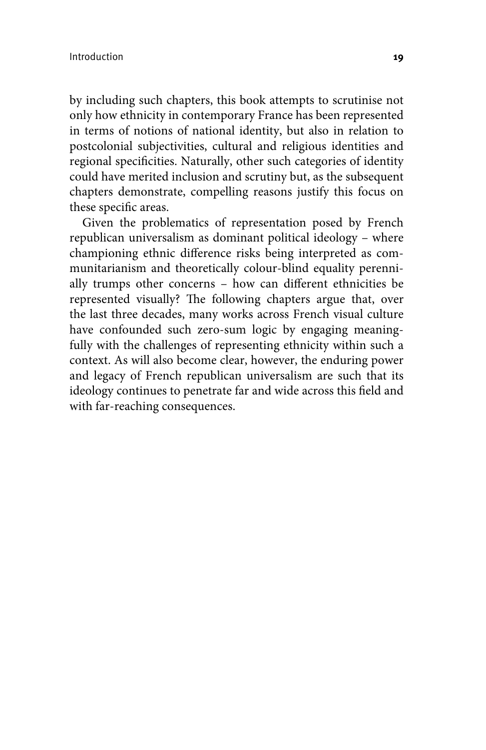by including such chapters, this book attempts to scrutinise not only how ethnicity in contemporary France has been represented in terms of notions of national identity, but also in relation to postcolonial subjectivities, cultural and religious identities and regional specificities. Naturally, other such categories of identity could have merited inclusion and scrutiny but, as the subsequent chapters demonstrate, compelling reasons justify this focus on these specific areas.

Given the problematics of representation posed by French republican universalism as dominant political ideology – where championing ethnic difference risks being interpreted as communitarianism and theoretically colour-blind equality perennially trumps other concerns – how can different ethnicities be represented visually? The following chapters argue that, over the last three decades, many works across French visual culture have confounded such zero-sum logic by engaging meaningfully with the challenges of representing ethnicity within such a context. As will also become clear, however, the enduring power and legacy of French republican universalism are such that its ideology continues to penetrate far and wide across this field and with far-reaching consequences.